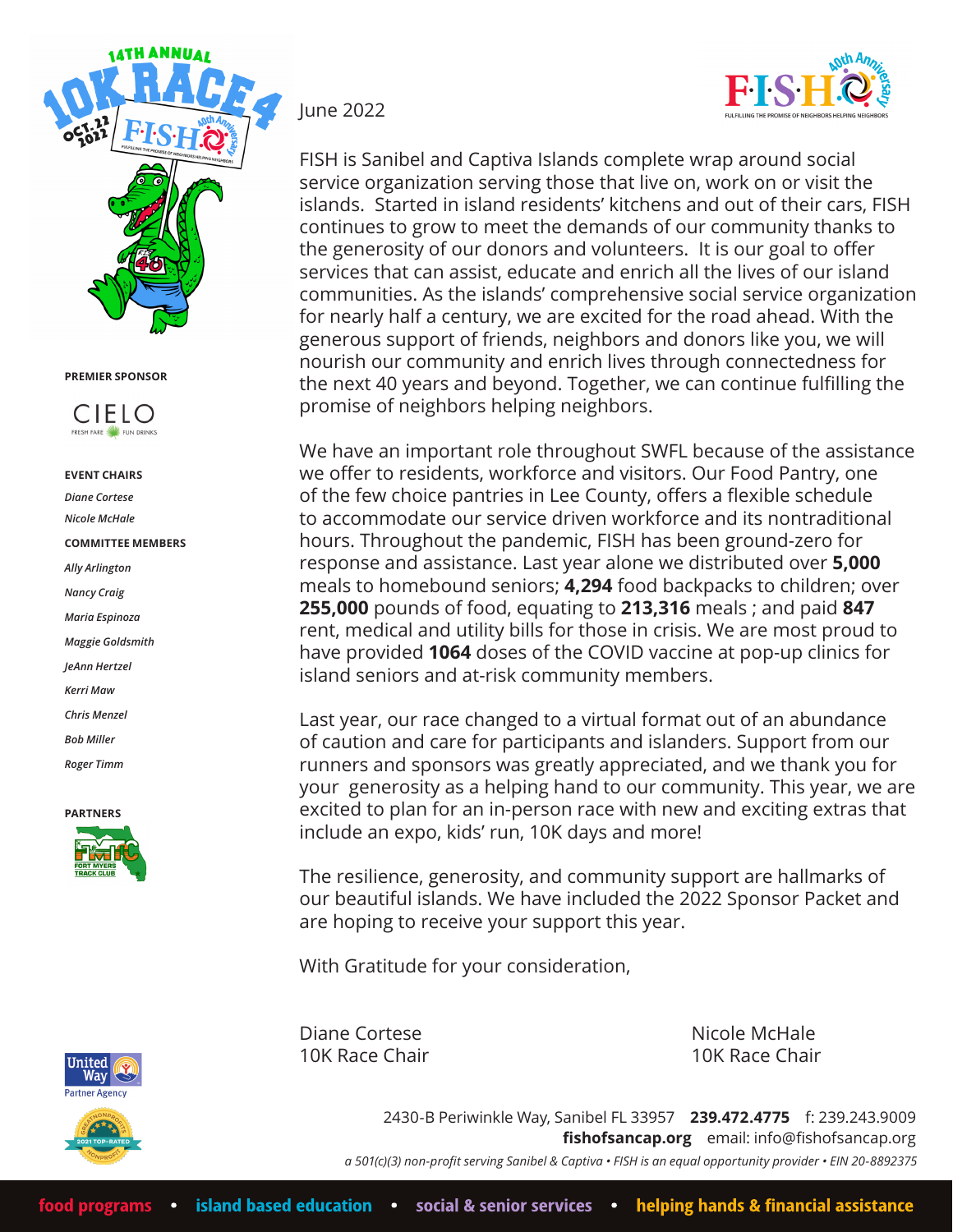June 2022

FISH is Sanibel and Captiva Islands complete wrap around social service organization serving those that live on, work on or visit the islands. Started in island residents' kitchens and out of their cars, FISH continues to grow to meet the demands of our community thanks to the generosity of our donors and volunteers. It is our goal to offer services that can assist, educate and enrich all the lives of our island communities. As the islands' comprehensive social service organization for nearly half a century, we are excited for the road ahead. With the generous support of friends, neighbors and donors like you, we will nourish our community and enrich lives through connectedness for the next 40 years and beyond. Together, we can continue fulfilling the promise of neighbors helping neighbors.

We have an important role throughout SWFL because of the assistance we offer to residents, workforce and visitors. Our Food Pantry, one of the few choice pantries in Lee County, offers a flexible schedule to accommodate our service driven workforce and its nontraditional hours. Throughout the pandemic, FISH has been ground-zero for response and assistance. Last year alone we distributed over **5,000** meals to homebound seniors; **4,294** food backpacks to children; over **255,000** pounds of food, equating to **213,316** meals ; and paid **847** rent, medical and utility bills for those in crisis. We are most proud to have provided **1064** doses of the COVID vaccine at pop-up clinics for island seniors and at-risk community members.

Last year, our race changed to a virtual format out of an abundance of caution and care for participants and islanders. Support from our runners and sponsors was greatly appreciated, and we thank you for your generosity as a helping hand to our community. This year, we are excited to plan for an in-person race with new and exciting extras that include an expo, kids' run, 10K days and more!

The resilience, generosity, and community support are hallmarks of our beautiful islands. We have included the 2022 Sponsor Packet and are hoping to receive your support this year.

With Gratitude for your consideration,

Diane Cortese
10K Race Chair

Nicole McHale
10K Race Chair

**PREMIER SPONSOR**

CIELO — FRESH FARE · FUN DRINKS

**EVENT CHAIRS**

*Diane Cortese*
*Nicole McHale*

**COMMITTEE MEMBERS**

*Ally Arlington*
*Nancy Craig*
*Maria Espinoza*
*Maggie Goldsmith*
*JeAnn Hertzel*
*Kerri Maw*
*Chris Menzel*
*Bob Miller*
*Roger Timm*

**PARTNERS**

Fort Myers Track Club

United Way Partner Agency

2021 Top-Rated Nonprofit

2430-B Periwinkle Way, Sanibel FL 33957 **239.472.4775** f: 239.243.9009
**fishofsancap.org** email: info@fishofsancap.org
*a 501(c)(3) non-profit serving Sanibel & Captiva • FISH is an equal opportunity provider • EIN 20-8892375*

**food programs • island based education • social & senior services • helping hands & financial assistance**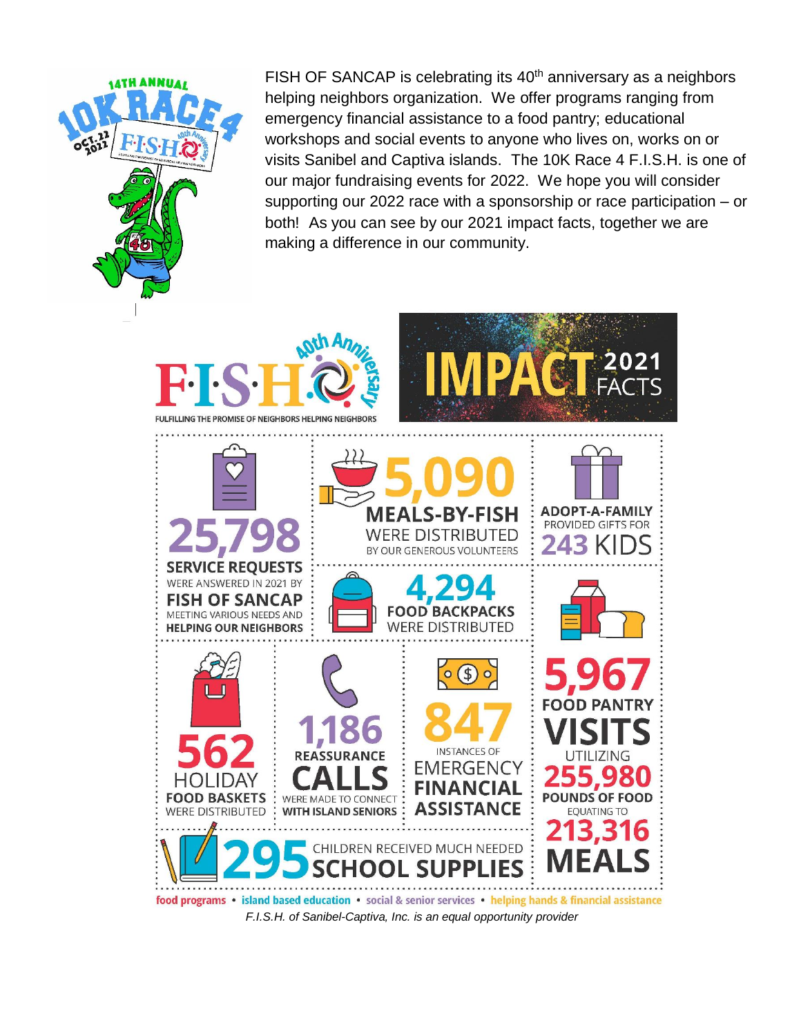FISH OF SANCAP is celebrating its 40th anniversary as a neighbors helping neighbors organization. We offer programs ranging from emergency financial assistance to a food pantry; educational workshops and social events to anyone who lives on, works on or visits Sanibel and Captiva islands. The 10K Race 4 F.I.S.H. is one of our major fundraising events for 2022. We hope you will consider supporting our 2022 race with a sponsorship or race participation – or both! As you can see by our 2021 impact facts, together we are making a difference in our community.

# F·I·S·H 40th Anniversary

FULFILLING THE PROMISE OF NEIGHBORS HELPING NEIGHBORS

## IMPACT 2021 FACTS

- **25,798 SERVICE REQUESTS** WERE ANSWERED IN 2021 BY **FISH OF SANCAP** MEETING VARIOUS NEEDS AND **HELPING OUR NEIGHBORS**
- **5,090 MEALS-BY-FISH** WERE DISTRIBUTED BY OUR GENEROUS VOLUNTEERS
- **ADOPT-A-FAMILY** PROVIDED GIFTS FOR **243 KIDS**
- **4,294 FOOD BACKPACKS** WERE DISTRIBUTED
- **562 HOLIDAY FOOD BASKETS** WERE DISTRIBUTED
- **1,186 REASSURANCE CALLS** WERE MADE TO CONNECT **WITH ISLAND SENIORS**
- **847** INSTANCES OF **EMERGENCY FINANCIAL ASSISTANCE**
- **5,967 FOOD PANTRY VISITS** UTILIZING **255,980 POUNDS OF FOOD** EQUATING TO **213,316 MEALS**
- **295** CHILDREN RECEIVED MUCH NEEDED **SCHOOL SUPPLIES**

food programs • island based education • social & senior services • helping hands & financial assistance

*F.I.S.H. of Sanibel-Captiva, Inc. is an equal opportunity provider*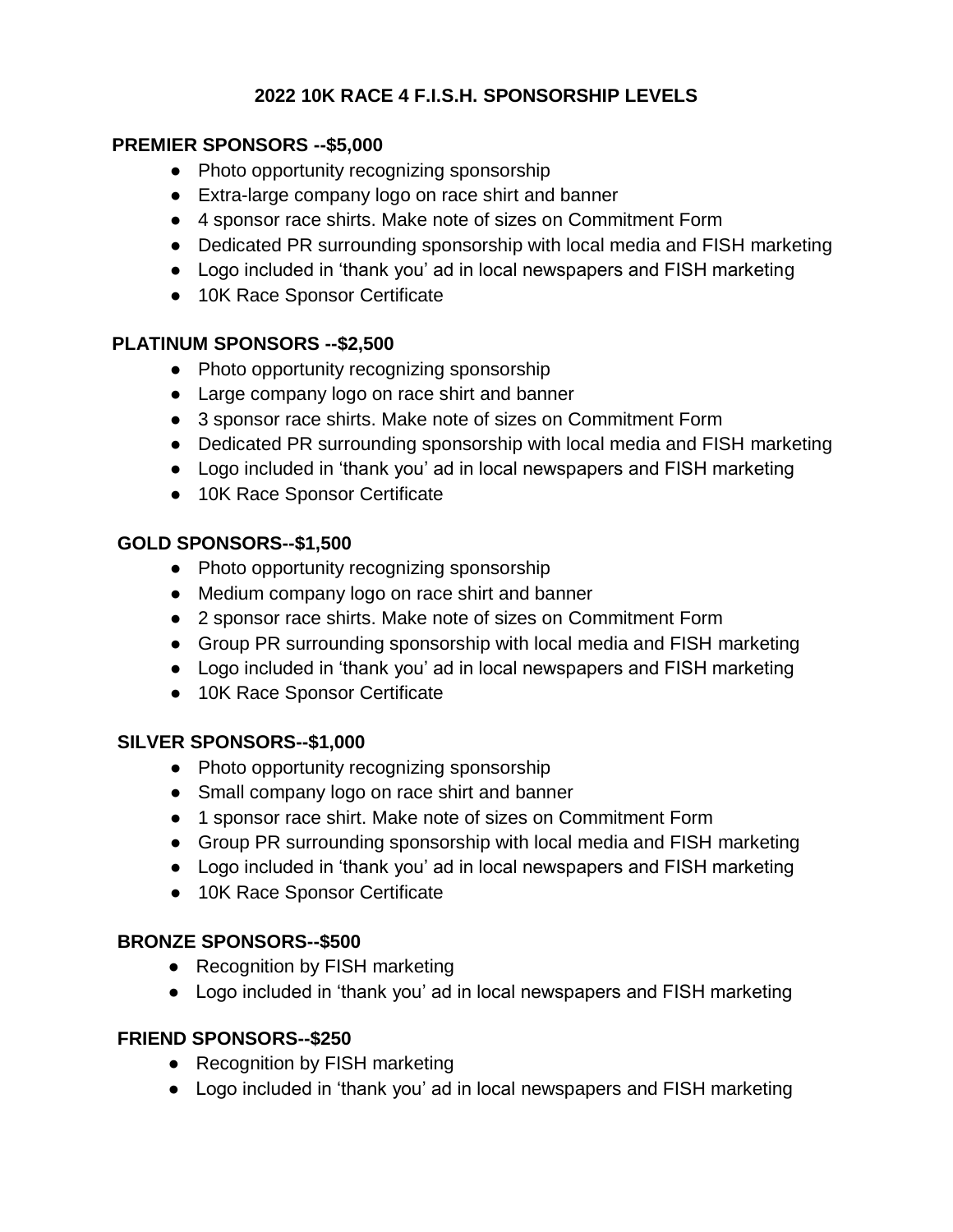# 2022 10K RACE 4 F.I.S.H. SPONSORSHIP LEVELS

**PREMIER SPONSORS --$5,000**

- Photo opportunity recognizing sponsorship
- Extra-large company logo on race shirt and banner
- 4 sponsor race shirts. Make note of sizes on Commitment Form
- Dedicated PR surrounding sponsorship with local media and FISH marketing
- Logo included in 'thank you' ad in local newspapers and FISH marketing
- 10K Race Sponsor Certificate

**PLATINUM SPONSORS --$2,500**

- Photo opportunity recognizing sponsorship
- Large company logo on race shirt and banner
- 3 sponsor race shirts. Make note of sizes on Commitment Form
- Dedicated PR surrounding sponsorship with local media and FISH marketing
- Logo included in 'thank you' ad in local newspapers and FISH marketing
- 10K Race Sponsor Certificate

**GOLD SPONSORS--$1,500**

- Photo opportunity recognizing sponsorship
- Medium company logo on race shirt and banner
- 2 sponsor race shirts. Make note of sizes on Commitment Form
- Group PR surrounding sponsorship with local media and FISH marketing
- Logo included in 'thank you' ad in local newspapers and FISH marketing
- 10K Race Sponsor Certificate

**SILVER SPONSORS--$1,000**

- Photo opportunity recognizing sponsorship
- Small company logo on race shirt and banner
- 1 sponsor race shirt. Make note of sizes on Commitment Form
- Group PR surrounding sponsorship with local media and FISH marketing
- Logo included in 'thank you' ad in local newspapers and FISH marketing
- 10K Race Sponsor Certificate

**BRONZE SPONSORS--$500**

- Recognition by FISH marketing
- Logo included in 'thank you' ad in local newspapers and FISH marketing

**FRIEND SPONSORS--$250**

- Recognition by FISH marketing
- Logo included in 'thank you' ad in local newspapers and FISH marketing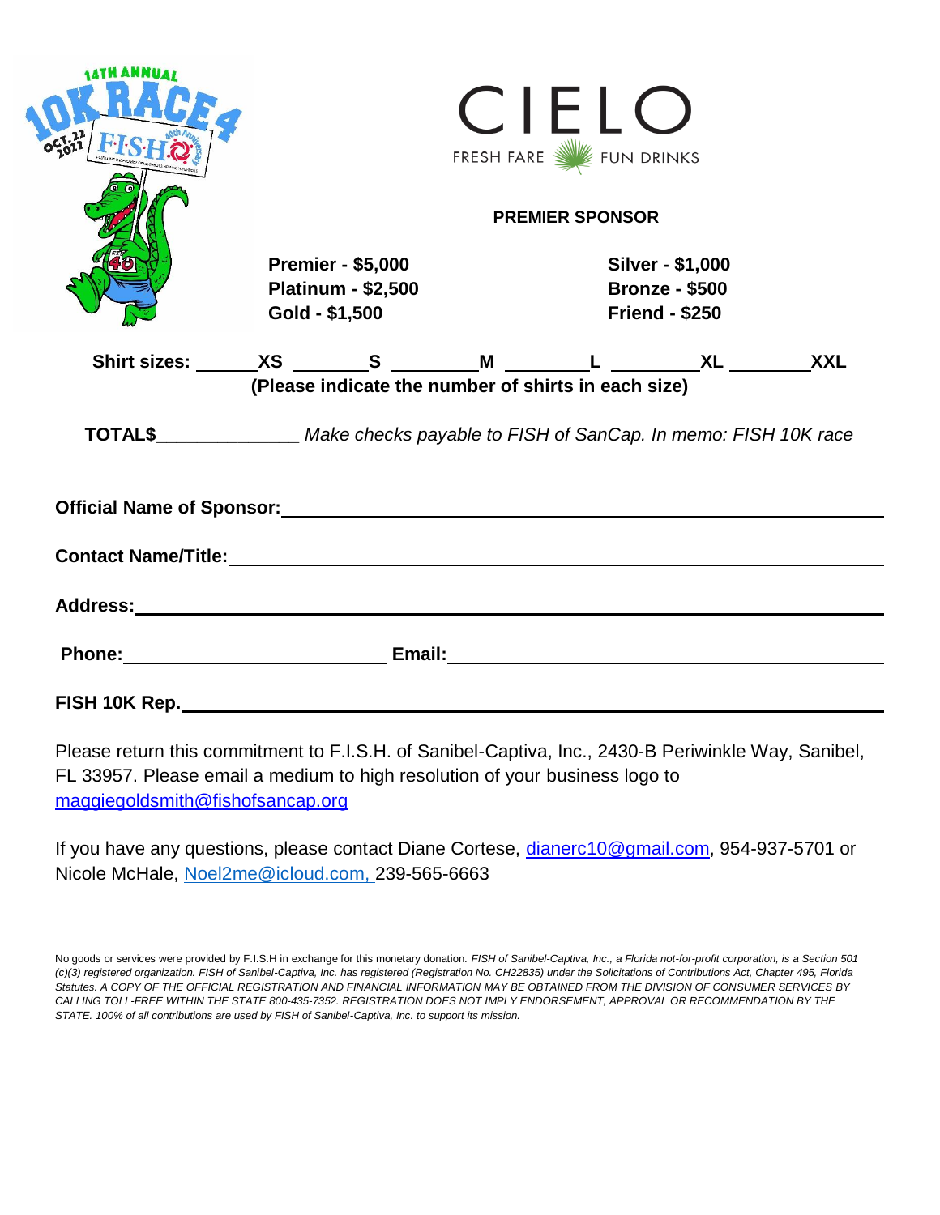14TH ANNUAL 10K RACE 4 FISH

OCT. 22 2022

CIELO

FRESH FARE FUN DRINKS

**PREMIER SPONSOR**

**Premier - $5,000**
**Platinum - $2,500**
**Gold - $1,500**
**Silver - $1,000**
**Bronze - $500**
**Friend - $250**

**Shirt sizes: ______XS _______S ________M ________L ________XL ________XXL**
**(Please indicate the number of shirts in each size)**

**TOTAL$**______________ *Make checks payable to FISH of SanCap. In memo: FISH 10K race*

**Official Name of Sponsor:**

**Contact Name/Title:**

**Address:**

**Phone:** **Email:**

**FISH 10K Rep.**

Please return this commitment to F.I.S.H. of Sanibel-Captiva, Inc., 2430-B Periwinkle Way, Sanibel, FL 33957. Please email a medium to high resolution of your business logo to maggiegoldsmith@fishofsancap.org

If you have any questions, please contact Diane Cortese, dianerc10@gmail.com, 954-937-5701 or Nicole McHale, Noel2me@icloud.com, 239-565-6663

No goods or services were provided by F.I.S.H in exchange for this monetary donation. *FISH of Sanibel-Captiva, Inc., a Florida not-for-profit corporation, is a Section 501 (c)(3) registered organization. FISH of Sanibel-Captiva, Inc. has registered (Registration No. CH22835) under the Solicitations of Contributions Act, Chapter 495, Florida Statutes. A COPY OF THE OFFICIAL REGISTRATION AND FINANCIAL INFORMATION MAY BE OBTAINED FROM THE DIVISION OF CONSUMER SERVICES BY CALLING TOLL-FREE WITHIN THE STATE 800-435-7352. REGISTRATION DOES NOT IMPLY ENDORSEMENT, APPROVAL OR RECOMMENDATION BY THE STATE. 100% of all contributions are used by FISH of Sanibel-Captiva, Inc. to support its mission.*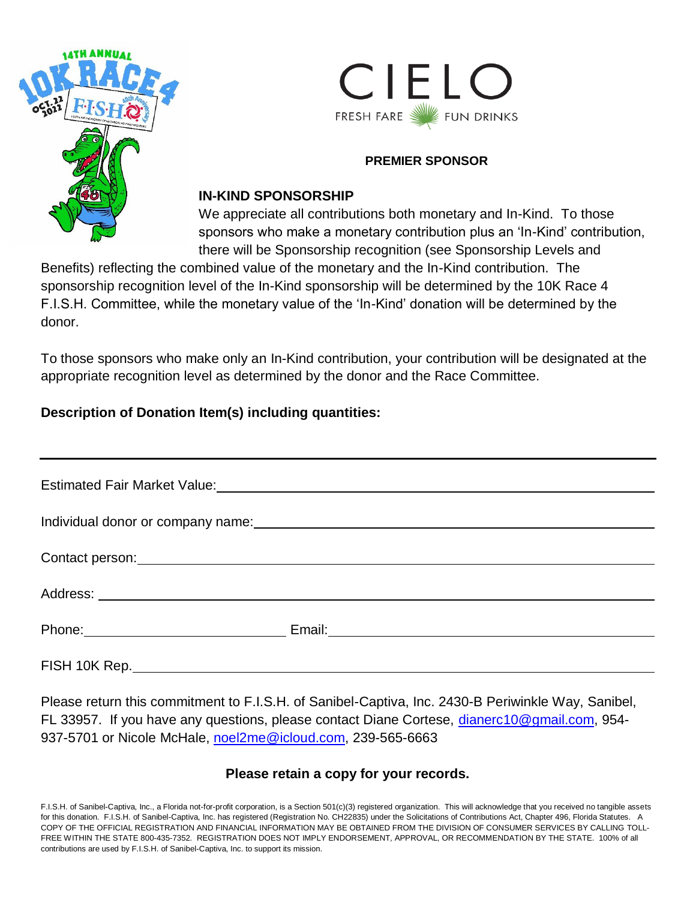CIELO

FRESH FARE FUN DRINKS

**PREMIER SPONSOR**

## IN-KIND SPONSORSHIP

We appreciate all contributions both monetary and In-Kind. To those sponsors who make a monetary contribution plus an 'In-Kind' contribution, there will be Sponsorship recognition (see Sponsorship Levels and Benefits) reflecting the combined value of the monetary and the In-Kind contribution. The sponsorship recognition level of the In-Kind sponsorship will be determined by the 10K Race 4 F.I.S.H. Committee, while the monetary value of the 'In-Kind' donation will be determined by the donor.

To those sponsors who make only an In-Kind contribution, your contribution will be designated at the appropriate recognition level as determined by the donor and the Race Committee.

**Description of Donation Item(s) including quantities:**

______________________________________________________________________

Estimated Fair Market Value: ______________________________________________

Individual donor or company name: __________________________________________

Contact person: ___________________________________________________________

Address: _________________________________________________________________

Phone: ___________________________ Email: ____________________________________

FISH 10K Rep. ____________________________________________________________

Please return this commitment to F.I.S.H. of Sanibel-Captiva, Inc. 2430-B Periwinkle Way, Sanibel, FL 33957. If you have any questions, please contact Diane Cortese, dianerc10@gmail.com, 954-937-5701 or Nicole McHale, noel2me@icloud.com, 239-565-6663

**Please retain a copy for your records.**

F.I.S.H. of Sanibel-Captiva, Inc., a Florida not-for-profit corporation, is a Section 501(c)(3) registered organization. This will acknowledge that you received no tangible assets for this donation. F.I.S.H. of Sanibel-Captiva, Inc. has registered (Registration No. CH22835) under the Solicitations of Contributions Act, Chapter 496, Florida Statutes. A COPY OF THE OFFICIAL REGISTRATION AND FINANCIAL INFORMATION MAY BE OBTAINED FROM THE DIVISION OF CONSUMER SERVICES BY CALLING TOLL-FREE WITHIN THE STATE 800-435-7352. REGISTRATION DOES NOT IMPLY ENDORSEMENT, APPROVAL, OR RECOMMENDATION BY THE STATE. 100% of all contributions are used by F.I.S.H. of Sanibel-Captiva, Inc. to support its mission.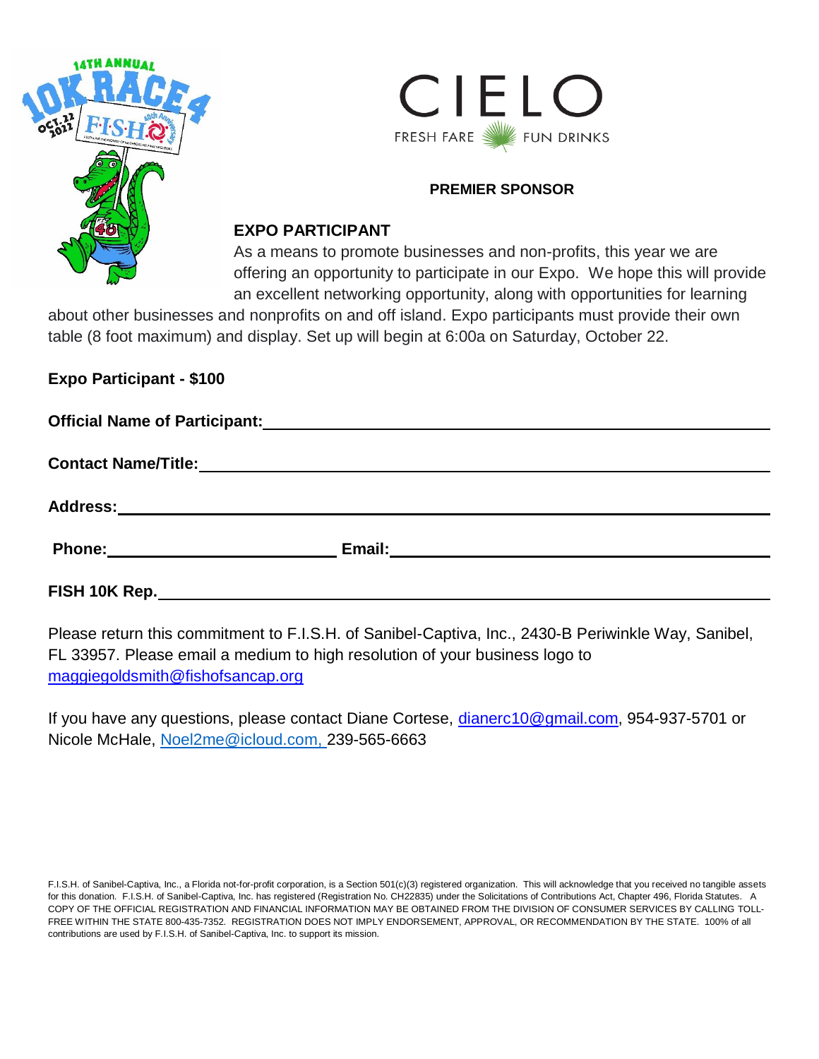CIELO

FRESH FARE FUN DRINKS

**PREMIER SPONSOR**

## EXPO PARTICIPANT

As a means to promote businesses and non-profits, this year we are offering an opportunity to participate in our Expo. We hope this will provide an excellent networking opportunity, along with opportunities for learning about other businesses and nonprofits on and off island. Expo participants must provide their own table (8 foot maximum) and display. Set up will begin at 6:00a on Saturday, October 22.

**Expo Participant - $100**

**Official Name of Participant:** ______________________________

**Contact Name/Title:** ______________________________

**Address:** ______________________________

**Phone:** ______________ **Email:** ______________________________

**FISH 10K Rep.** ______________________________

Please return this commitment to F.I.S.H. of Sanibel-Captiva, Inc., 2430-B Periwinkle Way, Sanibel, FL 33957. Please email a medium to high resolution of your business logo to maggiegoldsmith@fishofsancap.org

If you have any questions, please contact Diane Cortese, dianerc10@gmail.com, 954-937-5701 or Nicole McHale, Noel2me@icloud.com, 239-565-6663

F.I.S.H. of Sanibel-Captiva, Inc., a Florida not-for-profit corporation, is a Section 501(c)(3) registered organization. This will acknowledge that you received no tangible assets for this donation. F.I.S.H. of Sanibel-Captiva, Inc. has registered (Registration No. CH22835) under the Solicitations of Contributions Act, Chapter 496, Florida Statutes. A COPY OF THE OFFICIAL REGISTRATION AND FINANCIAL INFORMATION MAY BE OBTAINED FROM THE DIVISION OF CONSUMER SERVICES BY CALLING TOLL-FREE WITHIN THE STATE 800-435-7352. REGISTRATION DOES NOT IMPLY ENDORSEMENT, APPROVAL, OR RECOMMENDATION BY THE STATE. 100% of all contributions are used by F.I.S.H. of Sanibel-Captiva, Inc. to support its mission.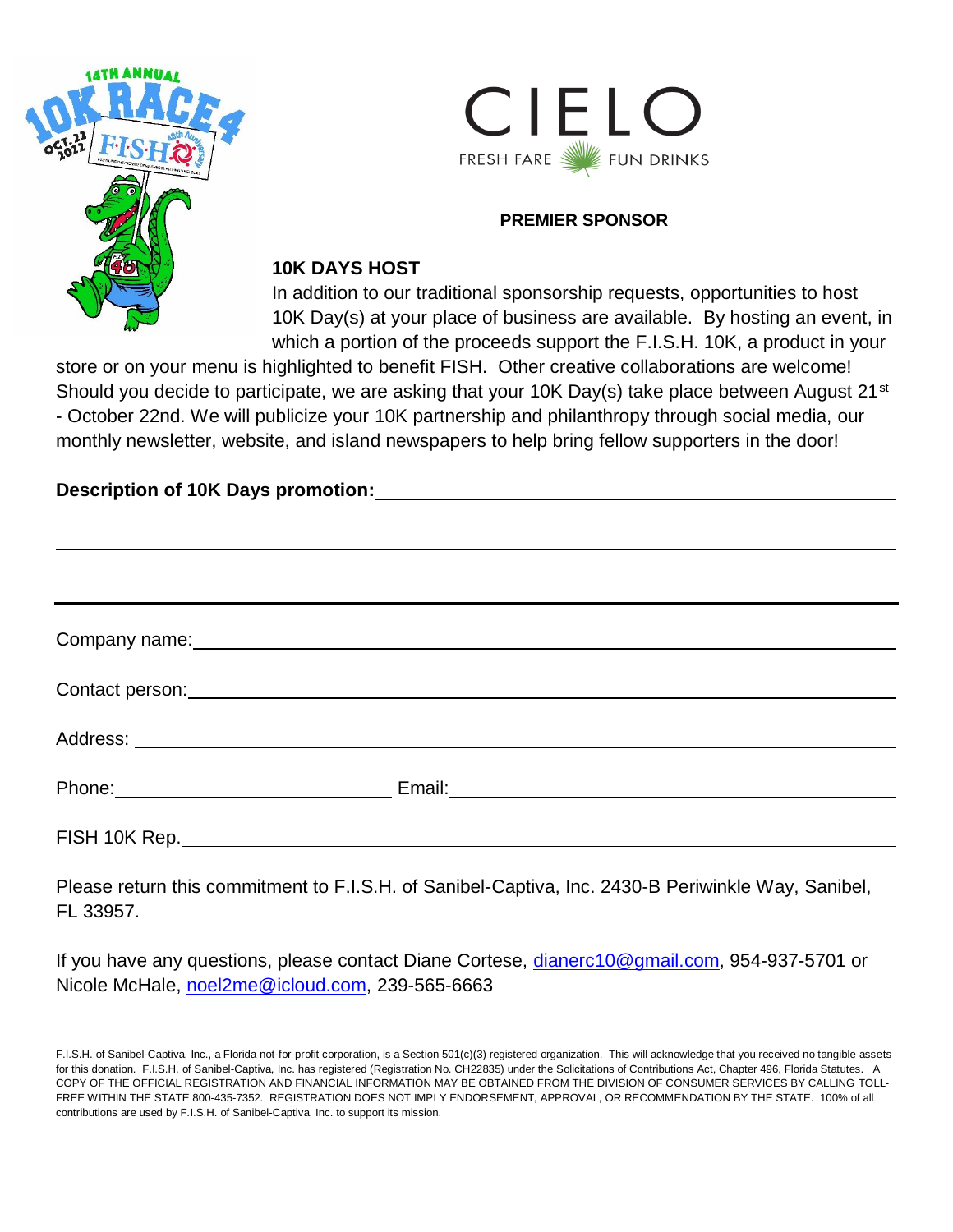CIELO

FRESH FARE FUN DRINKS

**PREMIER SPONSOR**

**10K DAYS HOST**

In addition to our traditional sponsorship requests, opportunities to host 10K Day(s) at your place of business are available. By hosting an event, in which a portion of the proceeds support the F.I.S.H. 10K, a product in your store or on your menu is highlighted to benefit FISH. Other creative collaborations are welcome! Should you decide to participate, we are asking that your 10K Day(s) take place between August 21st - October 22nd. We will publicize your 10K partnership and philanthropy through social media, our monthly newsletter, website, and island newspapers to help bring fellow supporters in the door!

**Description of 10K Days promotion:** ____________________________________________

____________________________________________

____________________________________________

Company name: ____________________________________________

Contact person: ____________________________________________

Address: ____________________________________________

Phone: ____________________ Email: ____________________________

FISH 10K Rep. ____________________________________________

Please return this commitment to F.I.S.H. of Sanibel-Captiva, Inc. 2430-B Periwinkle Way, Sanibel, FL 33957.

If you have any questions, please contact Diane Cortese, dianerc10@gmail.com, 954-937-5701 or Nicole McHale, noel2me@icloud.com, 239-565-6663

F.I.S.H. of Sanibel-Captiva, Inc., a Florida not-for-profit corporation, is a Section 501(c)(3) registered organization. This will acknowledge that you received no tangible assets for this donation. F.I.S.H. of Sanibel-Captiva, Inc. has registered (Registration No. CH22835) under the Solicitations of Contributions Act, Chapter 496, Florida Statutes. A COPY OF THE OFFICIAL REGISTRATION AND FINANCIAL INFORMATION MAY BE OBTAINED FROM THE DIVISION OF CONSUMER SERVICES BY CALLING TOLL-FREE WITHIN THE STATE 800-435-7352. REGISTRATION DOES NOT IMPLY ENDORSEMENT, APPROVAL, OR RECOMMENDATION BY THE STATE. 100% of all contributions are used by F.I.S.H. of Sanibel-Captiva, Inc. to support its mission.